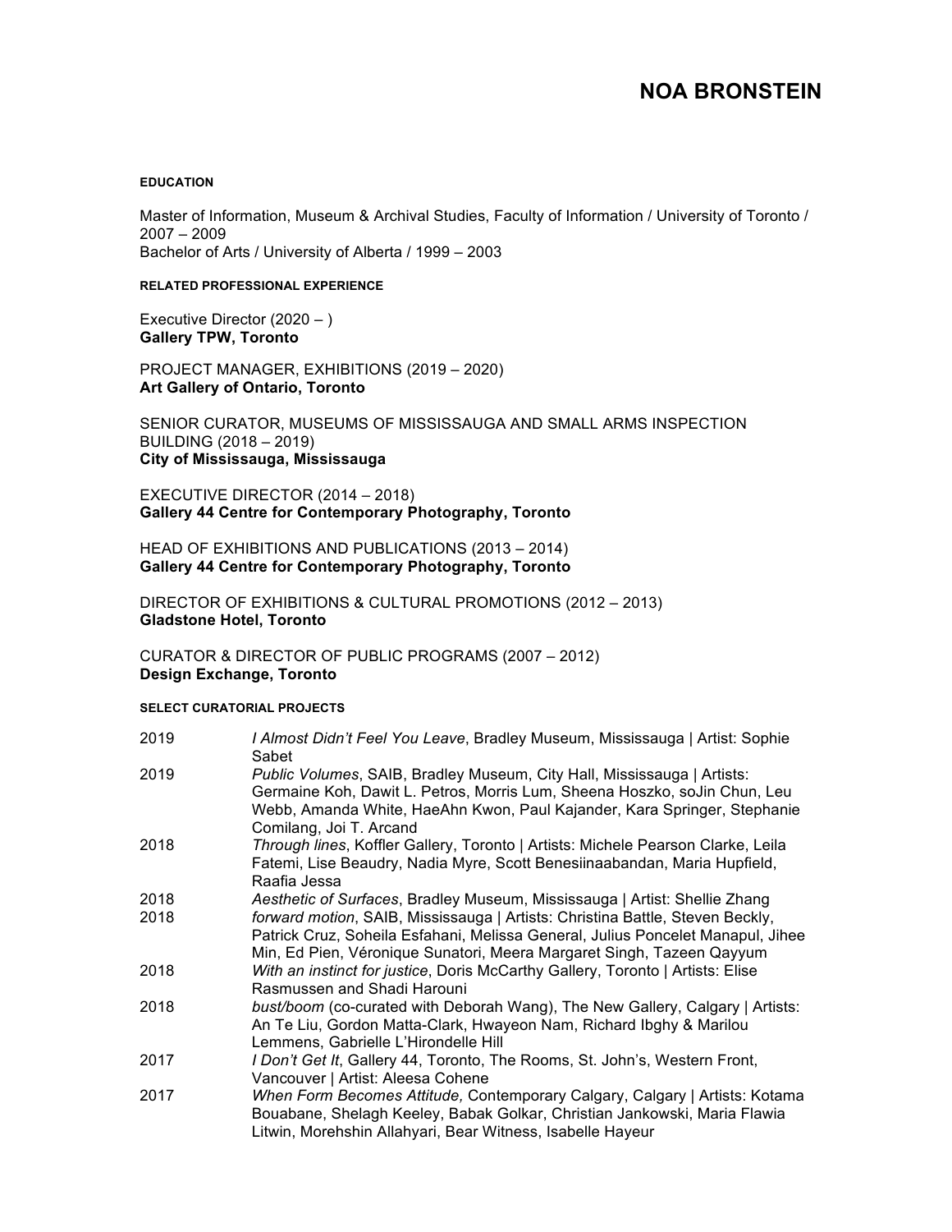# NOA BRONSTEIN

## EDUCATION

Master of Information, Museum & Archival Studies, Faculty of Information / University of Toronto / 2007 – 2009
Bachelor of Arts / University of Alberta / 1999 – 2003

## RELATED PROFESSIONAL EXPERIENCE

Executive Director (2020 – )
**Gallery TPW, Toronto**

PROJECT MANAGER, EXHIBITIONS (2019 – 2020)
**Art Gallery of Ontario, Toronto**

SENIOR CURATOR, MUSEUMS OF MISSISSAUGA AND SMALL ARMS INSPECTION BUILDING (2018 – 2019)
**City of Mississauga, Mississauga**

EXECUTIVE DIRECTOR (2014 – 2018)
**Gallery 44 Centre for Contemporary Photography, Toronto**

HEAD OF EXHIBITIONS AND PUBLICATIONS (2013 – 2014)
**Gallery 44 Centre for Contemporary Photography, Toronto**

DIRECTOR OF EXHIBITIONS & CULTURAL PROMOTIONS (2012 – 2013)
**Gladstone Hotel, Toronto**

CURATOR & DIRECTOR OF PUBLIC PROGRAMS (2007 – 2012)
**Design Exchange, Toronto**

## SELECT CURATORIAL PROJECTS

| | |
|---|---|
| 2019 | *I Almost Didn't Feel You Leave*, Bradley Museum, Mississauga \| Artist: Sophie Sabet |
| 2019 | *Public Volumes*, SAIB, Bradley Museum, City Hall, Mississauga \| Artists: Germaine Koh, Dawit L. Petros, Morris Lum, Sheena Hoszko, soJin Chun, Leu Webb, Amanda White, HaeAhn Kwon, Paul Kajander, Kara Springer, Stephanie Comilang, Joi T. Arcand |
| 2018 | *Through lines*, Koffler Gallery, Toronto \| Artists: Michele Pearson Clarke, Leila Fatemi, Lise Beaudry, Nadia Myre, Scott Benesiinaabandan, Maria Hupfield, Raafia Jessa |
| 2018 | *Aesthetic of Surfaces*, Bradley Museum, Mississauga \| Artist: Shellie Zhang |
| 2018 | *forward motion*, SAIB, Mississauga \| Artists: Christina Battle, Steven Beckly, Patrick Cruz, Soheila Esfahani, Melissa General, Julius Poncelet Manapul, Jihee Min, Ed Pien, Véronique Sunatori, Meera Margaret Singh, Tazeen Qayyum |
| 2018 | *With an instinct for justice*, Doris McCarthy Gallery, Toronto \| Artists: Elise Rasmussen and Shadi Harouni |
| 2018 | *bust/boom* (co-curated with Deborah Wang), The New Gallery, Calgary \| Artists: An Te Liu, Gordon Matta-Clark, Hwayeon Nam, Richard Ibghy & Marilou Lemmens, Gabrielle L'Hirondelle Hill |
| 2017 | *I Don't Get It*, Gallery 44, Toronto, The Rooms, St. John's, Western Front, Vancouver \| Artist: Aleesa Cohene |
| 2017 | *When Form Becomes Attitude,* Contemporary Calgary, Calgary \| Artists: Kotama Bouabane, Shelagh Keeley, Babak Golkar, Christian Jankowski, Maria Flawia Litwin, Morehshin Allahyari, Bear Witness, Isabelle Hayeur |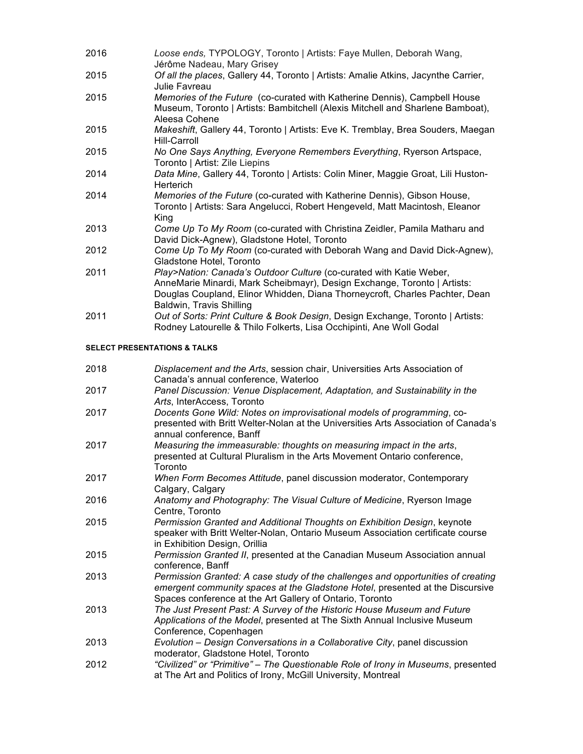2016 *Loose ends,* TYPOLOGY, Toronto | Artists: Faye Mullen, Deborah Wang, Jérôme Nadeau, Mary Grisey

2015 *Of all the places*, Gallery 44, Toronto | Artists: Amalie Atkins, Jacynthe Carrier, Julie Favreau

2015 *Memories of the Future* (co-curated with Katherine Dennis), Campbell House Museum, Toronto | Artists: Bambitchell (Alexis Mitchell and Sharlene Bamboat), Aleesa Cohene

2015 *Makeshift*, Gallery 44, Toronto | Artists: Eve K. Tremblay, Brea Souders, Maegan Hill-Carroll

2015 *No One Says Anything, Everyone Remembers Everything*, Ryerson Artspace, Toronto | Artist: Zile Liepins

2014 *Data Mine*, Gallery 44, Toronto | Artists: Colin Miner, Maggie Groat, Lili Huston-Herterich

2014 *Memories of the Future* (co-curated with Katherine Dennis), Gibson House, Toronto | Artists: Sara Angelucci, Robert Hengeveld, Matt Macintosh, Eleanor King

2013 *Come Up To My Room* (co-curated with Christina Zeidler, Pamila Matharu and David Dick-Agnew), Gladstone Hotel, Toronto

2012 *Come Up To My Room* (co-curated with Deborah Wang and David Dick-Agnew), Gladstone Hotel, Toronto

2011 *Play>Nation: Canada's Outdoor Culture* (co-curated with Katie Weber, AnneMarie Minardi, Mark Scheibmayr), Design Exchange, Toronto | Artists: Douglas Coupland, Elinor Whidden, Diana Thorneycroft, Charles Pachter, Dean Baldwin, Travis Shilling

2011 *Out of Sorts: Print Culture & Book Design*, Design Exchange, Toronto | Artists: Rodney Latourelle & Thilo Folkerts, Lisa Occhipinti, Ane Woll Godal

#### SELECT PRESENTATIONS & TALKS

2018 *Displacement and the Arts*, session chair, Universities Arts Association of Canada's annual conference, Waterloo

2017 *Panel Discussion: Venue Displacement, Adaptation, and Sustainability in the Arts*, InterAccess, Toronto

2017 *Docents Gone Wild: Notes on improvisational models of programming*, co-presented with Britt Welter-Nolan at the Universities Arts Association of Canada's annual conference, Banff

2017 *Measuring the immeasurable: thoughts on measuring impact in the arts*, presented at Cultural Pluralism in the Arts Movement Ontario conference, Toronto

2017 *When Form Becomes Attitude*, panel discussion moderator, Contemporary Calgary, Calgary

2016 *Anatomy and Photography: The Visual Culture of Medicine*, Ryerson Image Centre, Toronto

2015 *Permission Granted and Additional Thoughts on Exhibition Design*, keynote speaker with Britt Welter-Nolan, Ontario Museum Association certificate course in Exhibition Design, Orillia

2015 *Permission Granted II*, presented at the Canadian Museum Association annual conference, Banff

2013 *Permission Granted: A case study of the challenges and opportunities of creating emergent community spaces at the Gladstone Hotel*, presented at the Discursive Spaces conference at the Art Gallery of Ontario, Toronto

2013 *The Just Present Past: A Survey of the Historic House Museum and Future Applications of the Model*, presented at The Sixth Annual Inclusive Museum Conference, Copenhagen

2013 *Evolution – Design Conversations in a Collaborative City*, panel discussion moderator, Gladstone Hotel, Toronto

2012 *"Civilized" or "Primitive" – The Questionable Role of Irony in Museums*, presented at The Art and Politics of Irony, McGill University, Montreal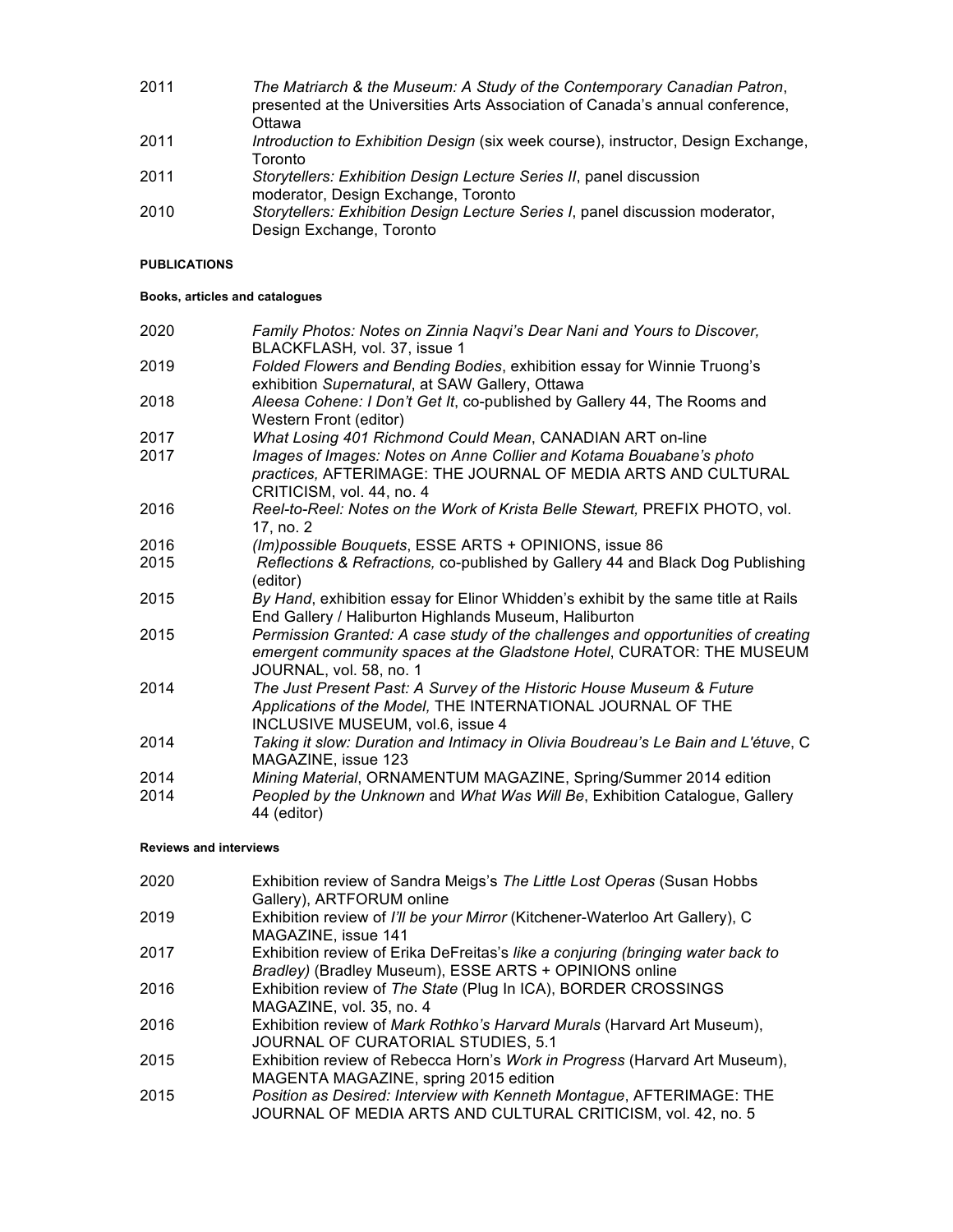2011 *The Matriarch & the Museum: A Study of the Contemporary Canadian Patron*, presented at the Universities Arts Association of Canada's annual conference, Ottawa

2011 *Introduction to Exhibition Design* (six week course), instructor, Design Exchange, Toronto

2011 *Storytellers: Exhibition Design Lecture Series II*, panel discussion moderator, Design Exchange, Toronto

2010 *Storytellers: Exhibition Design Lecture Series I*, panel discussion moderator, Design Exchange, Toronto

**PUBLICATIONS**

**Books, articles and catalogues**

2020 *Family Photos: Notes on Zinnia Naqvi's Dear Nani and Yours to Discover,* BLACKFLASH*,* vol. 37, issue 1

2019 *Folded Flowers and Bending Bodies*, exhibition essay for Winnie Truong's exhibition *Supernatural*, at SAW Gallery, Ottawa

2018 *Aleesa Cohene: I Don't Get It*, co-published by Gallery 44, The Rooms and Western Front (editor)

2017 *What Losing 401 Richmond Could Mean*, CANADIAN ART on-line

2017 *Images of Images: Notes on Anne Collier and Kotama Bouabane's photo practices,* AFTERIMAGE: THE JOURNAL OF MEDIA ARTS AND CULTURAL CRITICISM, vol. 44, no. 4

2016 *Reel-to-Reel: Notes on the Work of Krista Belle Stewart,* PREFIX PHOTO, vol. 17, no. 2

2016 *(Im)possible Bouquets*, ESSE ARTS + OPINIONS, issue 86

2015 *Reflections & Refractions,* co-published by Gallery 44 and Black Dog Publishing (editor)

2015 *By Hand*, exhibition essay for Elinor Whidden's exhibit by the same title at Rails End Gallery / Haliburton Highlands Museum, Haliburton

2015 *Permission Granted: A case study of the challenges and opportunities of creating emergent community spaces at the Gladstone Hotel*, CURATOR: THE MUSEUM JOURNAL, vol. 58, no. 1

2014 *The Just Present Past: A Survey of the Historic House Museum & Future Applications of the Model,* THE INTERNATIONAL JOURNAL OF THE INCLUSIVE MUSEUM, vol.6, issue 4

2014 *Taking it slow: Duration and Intimacy in Olivia Boudreau's Le Bain and L'étuve*, C MAGAZINE, issue 123

2014 *Mining Material*, ORNAMENTUM MAGAZINE, Spring/Summer 2014 edition

2014 *Peopled by the Unknown* and *What Was Will Be*, Exhibition Catalogue, Gallery 44 (editor)

**Reviews and interviews**

2020 Exhibition review of Sandra Meigs's *The Little Lost Operas* (Susan Hobbs Gallery), ARTFORUM online

2019 Exhibition review of *I'll be your Mirror* (Kitchener-Waterloo Art Gallery), C MAGAZINE, issue 141

2017 Exhibition review of Erika DeFreitas's *like a conjuring (bringing water back to Bradley)* (Bradley Museum), ESSE ARTS + OPINIONS online

2016 Exhibition review of *The State* (Plug In ICA), BORDER CROSSINGS MAGAZINE, vol. 35, no. 4

2016 Exhibition review of *Mark Rothko's Harvard Murals* (Harvard Art Museum), JOURNAL OF CURATORIAL STUDIES, 5.1

2015 Exhibition review of Rebecca Horn's *Work in Progress* (Harvard Art Museum), MAGENTA MAGAZINE, spring 2015 edition

2015 *Position as Desired: Interview with Kenneth Montague*, AFTERIMAGE: THE JOURNAL OF MEDIA ARTS AND CULTURAL CRITICISM, vol. 42, no. 5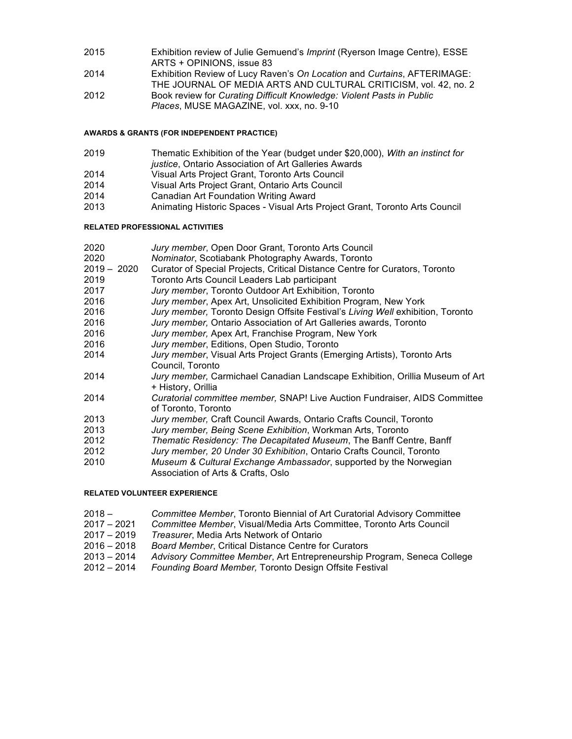2015 Exhibition review of Julie Gemuend's *Imprint* (Ryerson Image Centre), ESSE ARTS + OPINIONS, issue 83

2014 Exhibition Review of Lucy Raven's *On Location* and *Curtains*, AFTERIMAGE: THE JOURNAL OF MEDIA ARTS AND CULTURAL CRITICISM, vol. 42, no. 2

2012 Book review for *Curating Difficult Knowledge: Violent Pasts in Public Places*, MUSE MAGAZINE, vol. xxx, no. 9-10

#### AWARDS & GRANTS (FOR INDEPENDENT PRACTICE)

2019 Thematic Exhibition of the Year (budget under $20,000), *With an instinct for justice*, Ontario Association of Art Galleries Awards

2014 Visual Arts Project Grant, Toronto Arts Council

2014 Visual Arts Project Grant, Ontario Arts Council

2014 Canadian Art Foundation Writing Award

2013 Animating Historic Spaces - Visual Arts Project Grant, Toronto Arts Council

#### RELATED PROFESSIONAL ACTIVITIES

2020 *Jury member*, Open Door Grant, Toronto Arts Council

2020 *Nominator*, Scotiabank Photography Awards, Toronto

2019 – 2020 Curator of Special Projects, Critical Distance Centre for Curators, Toronto

2019 Toronto Arts Council Leaders Lab participant

2017 *Jury member*, Toronto Outdoor Art Exhibition, Toronto

2016 *Jury member*, Apex Art, Unsolicited Exhibition Program, New York

2016 *Jury member,* Toronto Design Offsite Festival's *Living Well* exhibition, Toronto

2016 *Jury member,* Ontario Association of Art Galleries awards, Toronto

2016 *Jury member,* Apex Art, Franchise Program, New York

2016 *Jury member*, Editions, Open Studio, Toronto

2014 *Jury member*, Visual Arts Project Grants (Emerging Artists), Toronto Arts Council, Toronto

2014 *Jury member,* Carmichael Canadian Landscape Exhibition, Orillia Museum of Art + History, Orillia

2014 *Curatorial committee member,* SNAP! Live Auction Fundraiser, AIDS Committee of Toronto, Toronto

2013 *Jury member,* Craft Council Awards, Ontario Crafts Council, Toronto

2013 *Jury member, Being Scene Exhibition*, Workman Arts, Toronto

2012 *Thematic Residency: The Decapitated Museum*, The Banff Centre, Banff

2012 *Jury member, 20 Under 30 Exhibition*, Ontario Crafts Council, Toronto

2010 *Museum & Cultural Exchange Ambassador*, supported by the Norwegian Association of Arts & Crafts, Oslo

#### RELATED VOLUNTEER EXPERIENCE

2018 – *Committee Member*, Toronto Biennial of Art Curatorial Advisory Committee

2017 – 2021 *Committee Member*, Visual/Media Arts Committee, Toronto Arts Council

2017 – 2019 *Treasurer*, Media Arts Network of Ontario

2016 – 2018 *Board Member*, Critical Distance Centre for Curators

2013 – 2014 *Advisory Committee Member*, Art Entrepreneurship Program, Seneca College

2012 – 2014 *Founding Board Member,* Toronto Design Offsite Festival